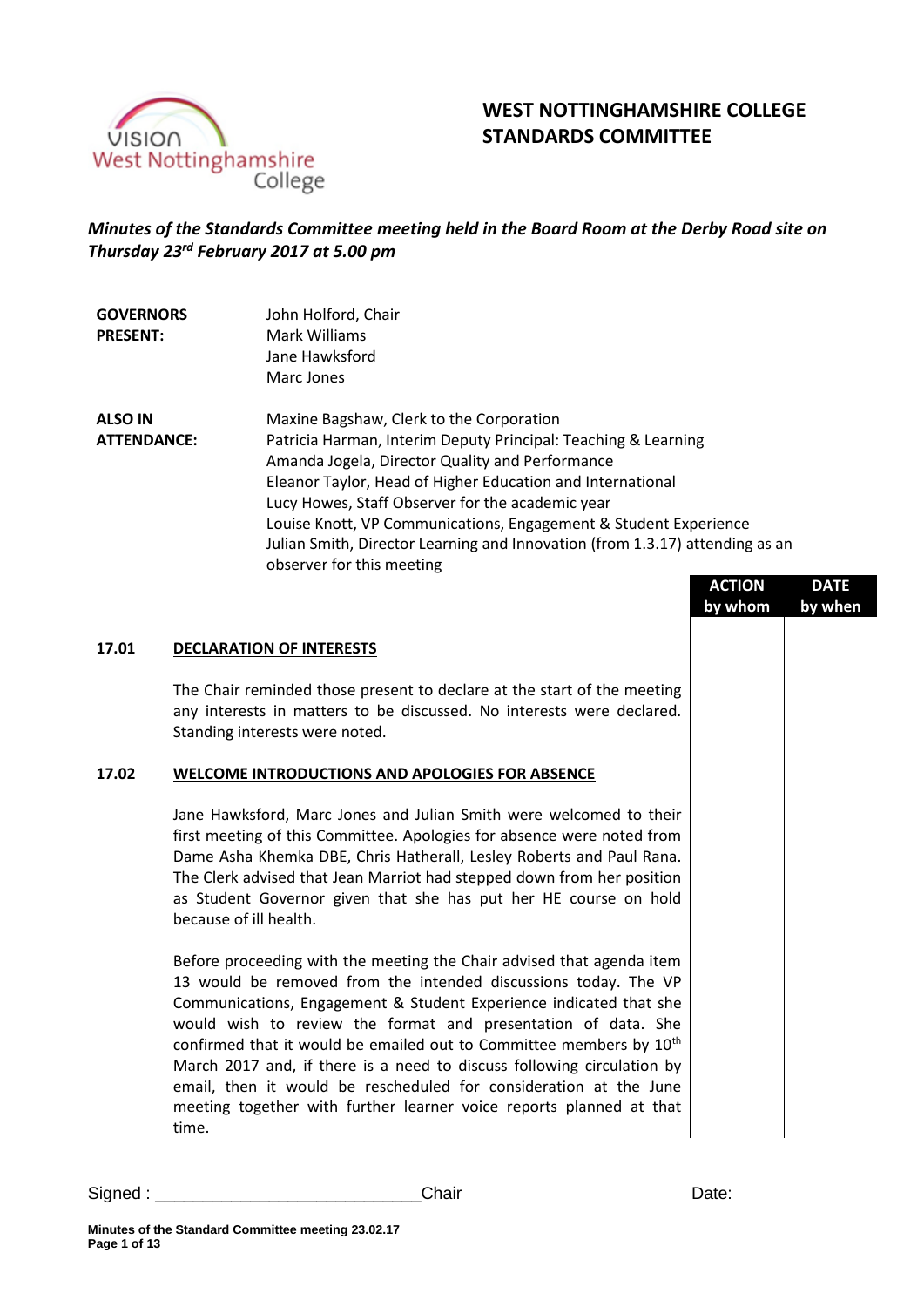# WEST NOTTINGHAMSHIRE COLLEGE STANDARDS COMMITTEE

***Minutes of the Standards Committee meeting held in the Board Room at the Derby Road site on Thursday 23rd February 2017 at 5.00 pm***

**GOVERNORS PRESENT:**
John Holford, Chair
Mark Williams
Jane Hawksford
Marc Jones

**ALSO IN ATTENDANCE:**
Maxine Bagshaw, Clerk to the Corporation
Patricia Harman, Interim Deputy Principal: Teaching & Learning
Amanda Jogela, Director Quality and Performance
Eleanor Taylor, Head of Higher Education and International
Lucy Howes, Staff Observer for the academic year
Louise Knott, VP Communications, Engagement & Student Experience
Julian Smith, Director Learning and Innovation (from 1.3.17) attending as an observer for this meeting

| | | ACTION by whom | DATE by when |
|---|---|---|---|
| **17.01** | **DECLARATION OF INTERESTS** | | |
| | The Chair reminded those present to declare at the start of the meeting any interests in matters to be discussed. No interests were declared. Standing interests were noted. | | |
| **17.02** | **WELCOME INTRODUCTIONS AND APOLOGIES FOR ABSENCE** | | |
| | Jane Hawksford, Marc Jones and Julian Smith were welcomed to their first meeting of this Committee. Apologies for absence were noted from Dame Asha Khemka DBE, Chris Hatherall, Lesley Roberts and Paul Rana. The Clerk advised that Jean Marriot had stepped down from her position as Student Governor given that she has put her HE course on hold because of ill health. | | |
| | Before proceeding with the meeting the Chair advised that agenda item 13 would be removed from the intended discussions today. The VP Communications, Engagement & Student Experience indicated that she would wish to review the format and presentation of data. She confirmed that it would be emailed out to Committee members by 10th March 2017 and, if there is a need to discuss following circulation by email, then it would be rescheduled for consideration at the June meeting together with further learner voice reports planned at that time. | | |

Signed : ___________________________Chair Date: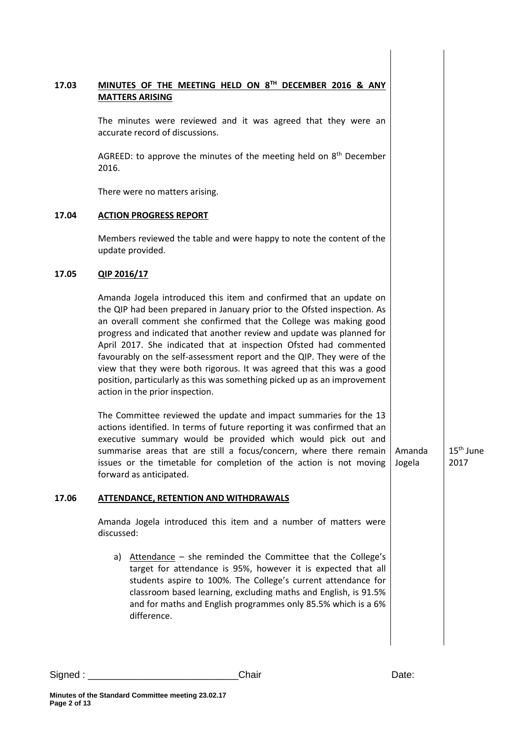### 17.03 MINUTES OF THE MEETING HELD ON 8TH DECEMBER 2016 & ANY MATTERS ARISING

The minutes were reviewed and it was agreed that they were an accurate record of discussions.

AGREED: to approve the minutes of the meeting held on 8th December 2016.

There were no matters arising.

### 17.04 ACTION PROGRESS REPORT

Members reviewed the table and were happy to note the content of the update provided.

### 17.05 QIP 2016/17

Amanda Jogela introduced this item and confirmed that an update on the QIP had been prepared in January prior to the Ofsted inspection. As an overall comment she confirmed that the College was making good progress and indicated that another review and update was planned for April 2017. She indicated that at inspection Ofsted had commented favourably on the self-assessment report and the QIP. They were of the view that they were both rigorous. It was agreed that this was a good position, particularly as this was something picked up as an improvement action in the prior inspection.

The Committee reviewed the update and impact summaries for the 13 actions identified. In terms of future reporting it was confirmed that an executive summary would be provided which would pick out and summarise areas that are still a focus/concern, where there remain issues or the timetable for completion of the action is not moving forward as anticipated. — **Amanda Jogela** — **15th June 2017**

### 17.06 ATTENDANCE, RETENTION AND WITHDRAWALS

Amanda Jogela introduced this item and a number of matters were discussed:

a) Attendance – she reminded the Committee that the College's target for attendance is 95%, however it is expected that all students aspire to 100%. The College's current attendance for classroom based learning, excluding maths and English, is 91.5% and for maths and English programmes only 85.5% which is a 6% difference.

Signed : \_\_\_\_\_\_\_\_\_\_\_\_\_\_\_\_\_\_\_\_\_\_\_\_\_\_\_\_Chair Date:

**Minutes of the Standard Committee meeting 23.02.17**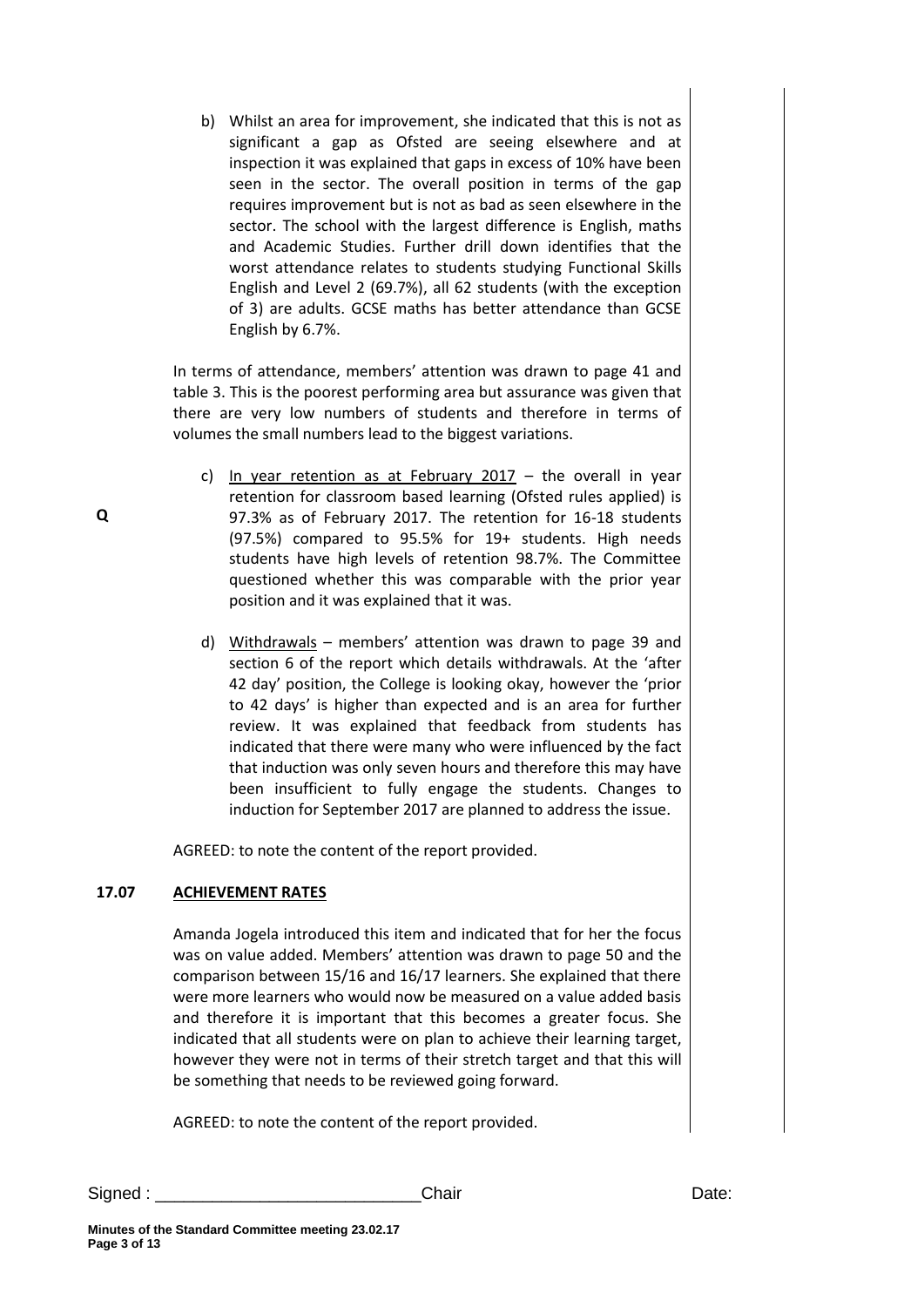b) Whilst an area for improvement, she indicated that this is not as significant a gap as Ofsted are seeing elsewhere and at inspection it was explained that gaps in excess of 10% have been seen in the sector. The overall position in terms of the gap requires improvement but is not as bad as seen elsewhere in the sector. The school with the largest difference is English, maths and Academic Studies. Further drill down identifies that the worst attendance relates to students studying Functional Skills English and Level 2 (69.7%), all 62 students (with the exception of 3) are adults. GCSE maths has better attendance than GCSE English by 6.7%.

In terms of attendance, members' attention was drawn to page 41 and table 3. This is the poorest performing area but assurance was given that there are very low numbers of students and therefore in terms of volumes the small numbers lead to the biggest variations.

**Q**

c) <u>In year retention as at February 2017</u> – the overall in year retention for classroom based learning (Ofsted rules applied) is 97.3% as of February 2017. The retention for 16-18 students (97.5%) compared to 95.5% for 19+ students. High needs students have high levels of retention 98.7%. The Committee questioned whether this was comparable with the prior year position and it was explained that it was.

d) <u>Withdrawals</u> – members' attention was drawn to page 39 and section 6 of the report which details withdrawals. At the 'after 42 day' position, the College is looking okay, however the 'prior to 42 days' is higher than expected and is an area for further review. It was explained that feedback from students has indicated that there were many who were influenced by the fact that induction was only seven hours and therefore this may have been insufficient to fully engage the students. Changes to induction for September 2017 are planned to address the issue.

AGREED: to note the content of the report provided.

**17.07 ACHIEVEMENT RATES**

Amanda Jogela introduced this item and indicated that for her the focus was on value added. Members' attention was drawn to page 50 and the comparison between 15/16 and 16/17 learners. She explained that there were more learners who would now be measured on a value added basis and therefore it is important that this becomes a greater focus. She indicated that all students were on plan to achieve their learning target, however they were not in terms of their stretch target and that this will be something that needs to be reviewed going forward.

AGREED: to note the content of the report provided.

Signed : ___________________________Chair Date:

**Minutes of the Standard Committee meeting 23.02.17**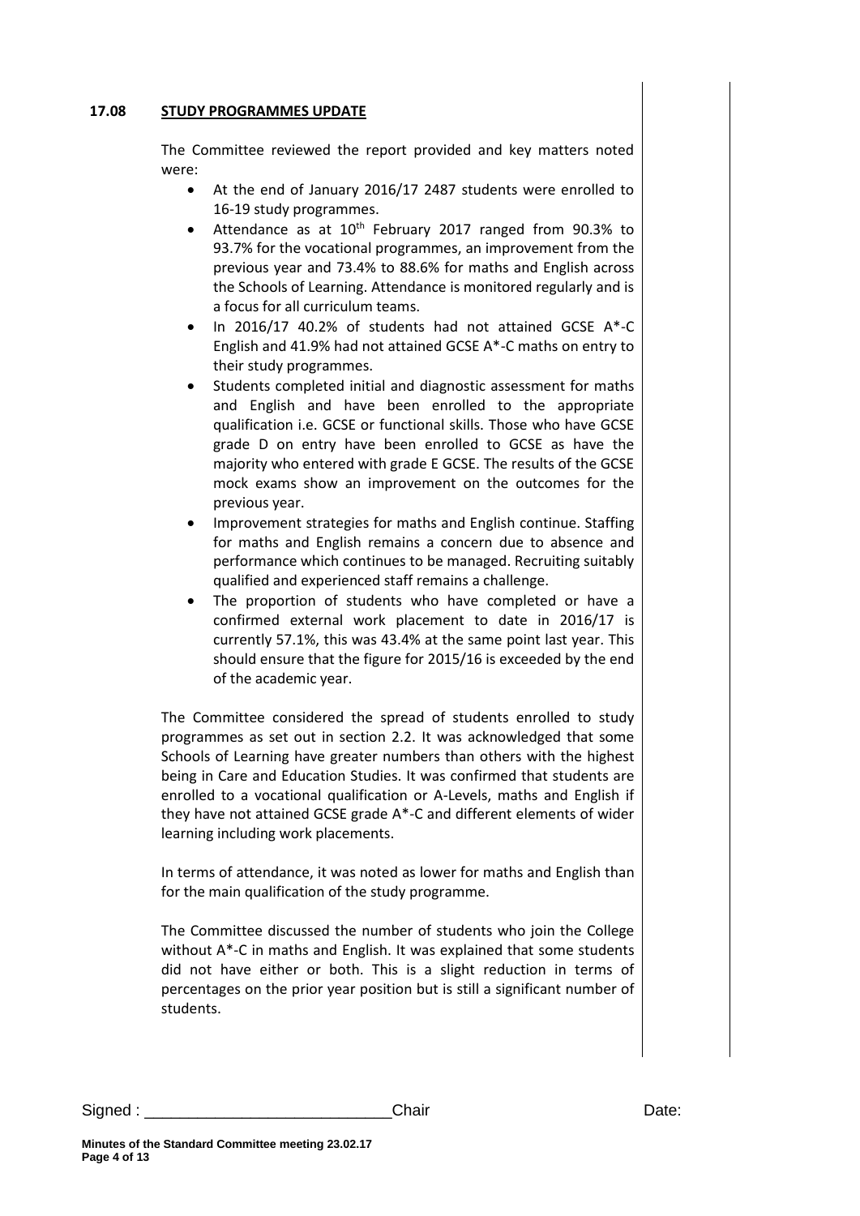**17.08 STUDY PROGRAMMES UPDATE**

The Committee reviewed the report provided and key matters noted were:

- At the end of January 2016/17 2487 students were enrolled to 16-19 study programmes.
- Attendance as at 10th February 2017 ranged from 90.3% to 93.7% for the vocational programmes, an improvement from the previous year and 73.4% to 88.6% for maths and English across the Schools of Learning. Attendance is monitored regularly and is a focus for all curriculum teams.
- In 2016/17 40.2% of students had not attained GCSE A*-C English and 41.9% had not attained GCSE A*-C maths on entry to their study programmes.
- Students completed initial and diagnostic assessment for maths and English and have been enrolled to the appropriate qualification i.e. GCSE or functional skills. Those who have GCSE grade D on entry have been enrolled to GCSE as have the majority who entered with grade E GCSE. The results of the GCSE mock exams show an improvement on the outcomes for the previous year.
- Improvement strategies for maths and English continue. Staffing for maths and English remains a concern due to absence and performance which continues to be managed. Recruiting suitably qualified and experienced staff remains a challenge.
- The proportion of students who have completed or have a confirmed external work placement to date in 2016/17 is currently 57.1%, this was 43.4% at the same point last year. This should ensure that the figure for 2015/16 is exceeded by the end of the academic year.

The Committee considered the spread of students enrolled to study programmes as set out in section 2.2. It was acknowledged that some Schools of Learning have greater numbers than others with the highest being in Care and Education Studies. It was confirmed that students are enrolled to a vocational qualification or A-Levels, maths and English if they have not attained GCSE grade A*-C and different elements of wider learning including work placements.

In terms of attendance, it was noted as lower for maths and English than for the main qualification of the study programme.

The Committee discussed the number of students who join the College without A*-C in maths and English. It was explained that some students did not have either or both. This is a slight reduction in terms of percentages on the prior year position but is still a significant number of students.

Signed : \_\_\_\_\_\_\_\_\_\_\_\_\_\_\_\_\_\_\_\_\_\_\_\_\_\_\_\_Chair Date:

**Minutes of the Standard Committee meeting 23.02.17**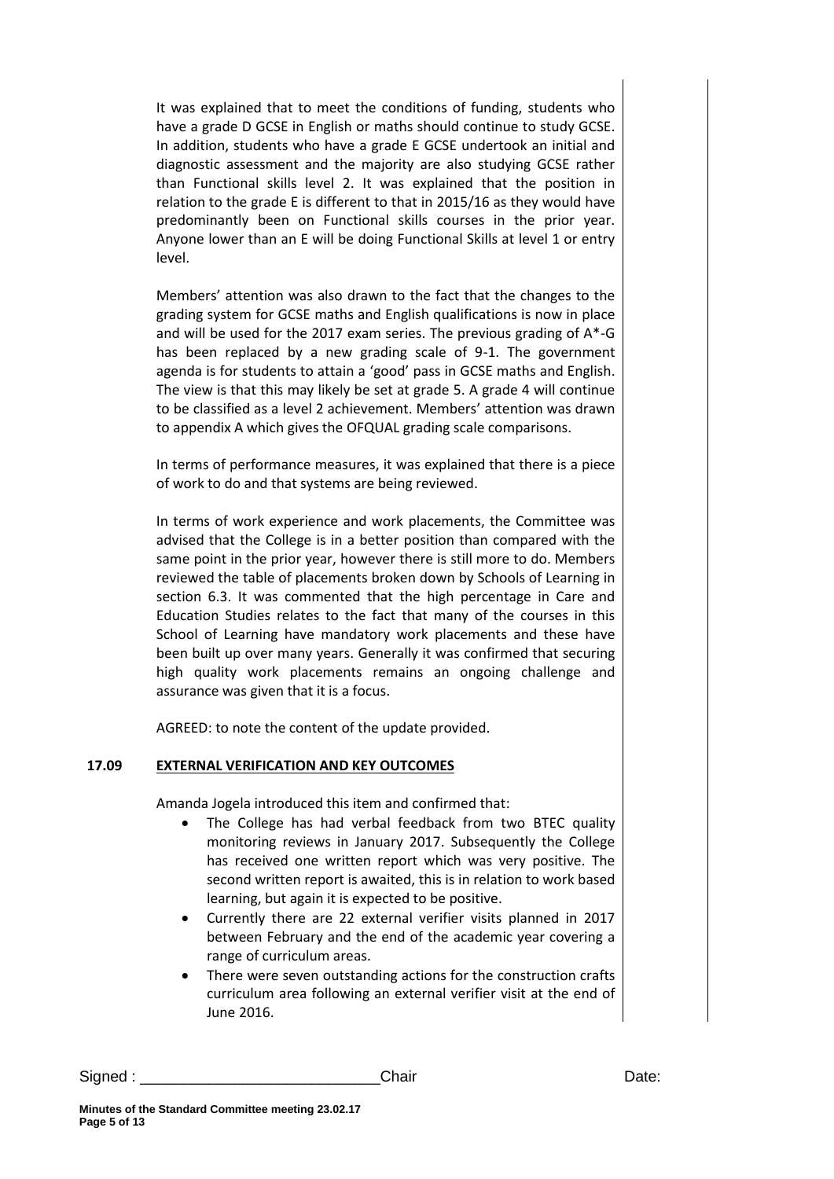It was explained that to meet the conditions of funding, students who have a grade D GCSE in English or maths should continue to study GCSE. In addition, students who have a grade E GCSE undertook an initial and diagnostic assessment and the majority are also studying GCSE rather than Functional skills level 2. It was explained that the position in relation to the grade E is different to that in 2015/16 as they would have predominantly been on Functional skills courses in the prior year. Anyone lower than an E will be doing Functional Skills at level 1 or entry level.

Members' attention was also drawn to the fact that the changes to the grading system for GCSE maths and English qualifications is now in place and will be used for the 2017 exam series. The previous grading of A*-G has been replaced by a new grading scale of 9-1. The government agenda is for students to attain a 'good' pass in GCSE maths and English. The view is that this may likely be set at grade 5. A grade 4 will continue to be classified as a level 2 achievement. Members' attention was drawn to appendix A which gives the OFQUAL grading scale comparisons.

In terms of performance measures, it was explained that there is a piece of work to do and that systems are being reviewed.

In terms of work experience and work placements, the Committee was advised that the College is in a better position than compared with the same point in the prior year, however there is still more to do. Members reviewed the table of placements broken down by Schools of Learning in section 6.3. It was commented that the high percentage in Care and Education Studies relates to the fact that many of the courses in this School of Learning have mandatory work placements and these have been built up over many years. Generally it was confirmed that securing high quality work placements remains an ongoing challenge and assurance was given that it is a focus.

AGREED: to note the content of the update provided.

## 17.09 EXTERNAL VERIFICATION AND KEY OUTCOMES

Amanda Jogela introduced this item and confirmed that:

- The College has had verbal feedback from two BTEC quality monitoring reviews in January 2017. Subsequently the College has received one written report which was very positive. The second written report is awaited, this is in relation to work based learning, but again it is expected to be positive.
- Currently there are 22 external verifier visits planned in 2017 between February and the end of the academic year covering a range of curriculum areas.
- There were seven outstanding actions for the construction crafts curriculum area following an external verifier visit at the end of June 2016.

Signed : ___________________________Chair Date:

**Minutes of the Standard Committee meeting 23.02.17**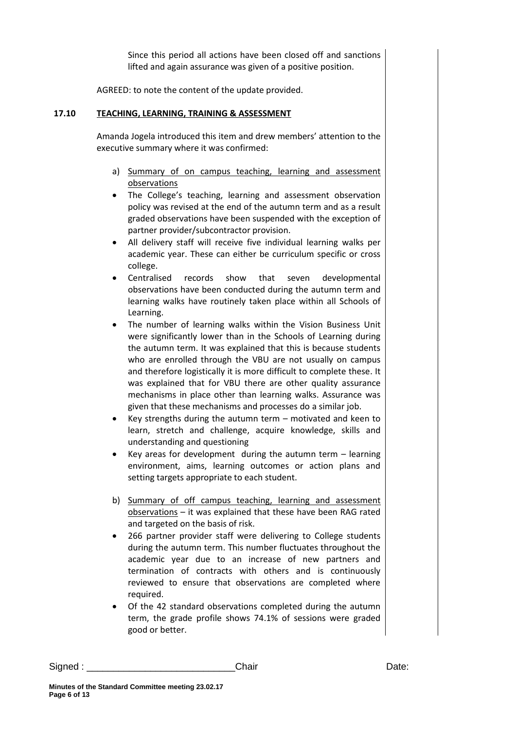Since this period all actions have been closed off and sanctions lifted and again assurance was given of a positive position.

AGREED: to note the content of the update provided.

**17.10 TEACHING, LEARNING, TRAINING & ASSESSMENT**

Amanda Jogela introduced this item and drew members' attention to the executive summary where it was confirmed:

a) Summary of on campus teaching, learning and assessment observations

- The College's teaching, learning and assessment observation policy was revised at the end of the autumn term and as a result graded observations have been suspended with the exception of partner provider/subcontractor provision.
- All delivery staff will receive five individual learning walks per academic year. These can either be curriculum specific or cross college.
- Centralised records show that seven developmental observations have been conducted during the autumn term and learning walks have routinely taken place within all Schools of Learning.
- The number of learning walks within the Vision Business Unit were significantly lower than in the Schools of Learning during the autumn term. It was explained that this is because students who are enrolled through the VBU are not usually on campus and therefore logistically it is more difficult to complete these. It was explained that for VBU there are other quality assurance mechanisms in place other than learning walks. Assurance was given that these mechanisms and processes do a similar job.
- Key strengths during the autumn term – motivated and keen to learn, stretch and challenge, acquire knowledge, skills and understanding and questioning
- Key areas for development during the autumn term – learning environment, aims, learning outcomes or action plans and setting targets appropriate to each student.

b) Summary of off campus teaching, learning and assessment observations – it was explained that these have been RAG rated and targeted on the basis of risk.

- 266 partner provider staff were delivering to College students during the autumn term. This number fluctuates throughout the academic year due to an increase of new partners and termination of contracts with others and is continuously reviewed to ensure that observations are completed where required.
- Of the 42 standard observations completed during the autumn term, the grade profile shows 74.1% of sessions were graded good or better.

Signed : \_\_\_\_\_\_\_\_\_\_\_\_\_\_\_\_\_\_\_\_\_\_\_\_\_\_\_ Chair Date:

**Minutes of the Standard Committee meeting 23.02.17**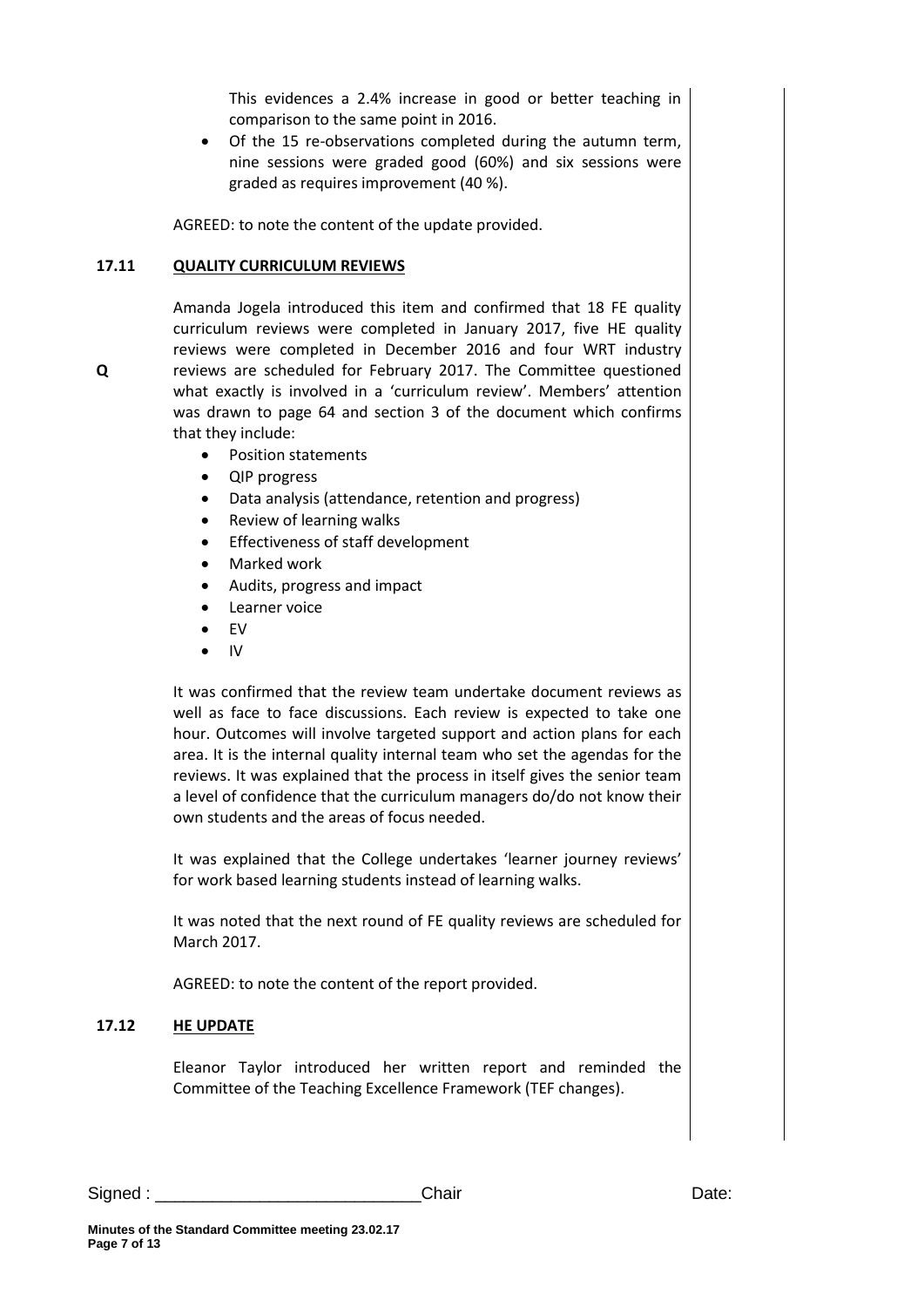This evidences a 2.4% increase in good or better teaching in comparison to the same point in 2016.

- Of the 15 re-observations completed during the autumn term, nine sessions were graded good (60%) and six sessions were graded as requires improvement (40 %).

AGREED: to note the content of the update provided.

**17.11 QUALITY CURRICULUM REVIEWS**

Amanda Jogela introduced this item and confirmed that 18 FE quality curriculum reviews were completed in January 2017, five HE quality reviews were completed in December 2016 and four WRT industry reviews are scheduled for February 2017. The Committee questioned what exactly is involved in a 'curriculum review'. Members' attention was drawn to page 64 and section 3 of the document which confirms that they include:

**Q**

- Position statements
- QIP progress
- Data analysis (attendance, retention and progress)
- Review of learning walks
- Effectiveness of staff development
- Marked work
- Audits, progress and impact
- Learner voice
- EV
- IV

It was confirmed that the review team undertake document reviews as well as face to face discussions. Each review is expected to take one hour. Outcomes will involve targeted support and action plans for each area. It is the internal quality internal team who set the agendas for the reviews. It was explained that the process in itself gives the senior team a level of confidence that the curriculum managers do/do not know their own students and the areas of focus needed.

It was explained that the College undertakes 'learner journey reviews' for work based learning students instead of learning walks.

It was noted that the next round of FE quality reviews are scheduled for March 2017.

AGREED: to note the content of the report provided.

**17.12 HE UPDATE**

Eleanor Taylor introduced her written report and reminded the Committee of the Teaching Excellence Framework (TEF changes).

Signed : ___________________________Chair Date:

**Minutes of the Standard Committee meeting 23.02.17**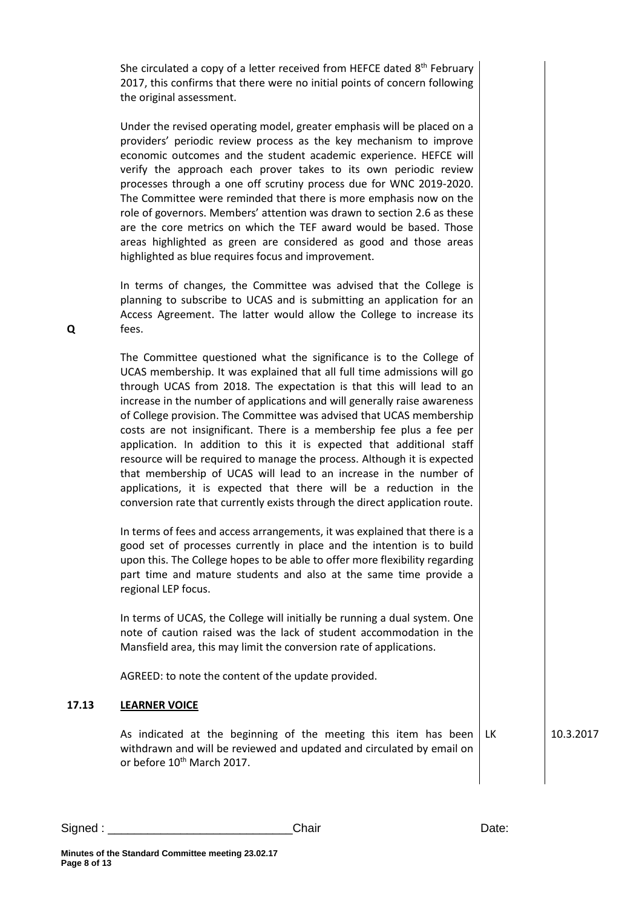She circulated a copy of a letter received from HEFCE dated 8th February 2017, this confirms that there were no initial points of concern following the original assessment.

Under the revised operating model, greater emphasis will be placed on a providers' periodic review process as the key mechanism to improve economic outcomes and the student academic experience. HEFCE will verify the approach each prover takes to its own periodic review processes through a one off scrutiny process due for WNC 2019-2020. The Committee were reminded that there is more emphasis now on the role of governors. Members' attention was drawn to section 2.6 as these are the core metrics on which the TEF award would be based. Those areas highlighted as green are considered as good and those areas highlighted as blue requires focus and improvement.

In terms of changes, the Committee was advised that the College is planning to subscribe to UCAS and is submitting an application for an Access Agreement. The latter would allow the College to increase its fees.

**Q**

The Committee questioned what the significance is to the College of UCAS membership. It was explained that all full time admissions will go through UCAS from 2018. The expectation is that this will lead to an increase in the number of applications and will generally raise awareness of College provision. The Committee was advised that UCAS membership costs are not insignificant. There is a membership fee plus a fee per application. In addition to this it is expected that additional staff resource will be required to manage the process. Although it is expected that membership of UCAS will lead to an increase in the number of applications, it is expected that there will be a reduction in the conversion rate that currently exists through the direct application route.

In terms of fees and access arrangements, it was explained that there is a good set of processes currently in place and the intention is to build upon this. The College hopes to be able to offer more flexibility regarding part time and mature students and also at the same time provide a regional LEP focus.

In terms of UCAS, the College will initially be running a dual system. One note of caution raised was the lack of student accommodation in the Mansfield area, this may limit the conversion rate of applications.

AGREED: to note the content of the update provided.

## 17.13 LEARNER VOICE

As indicated at the beginning of the meeting this item has been withdrawn and will be reviewed and updated and circulated by email on or before 10th March 2017. — LK — 10.3.2017

Signed : ___________________________ Chair Date:

Minutes of the Standard Committee meeting 23.02.17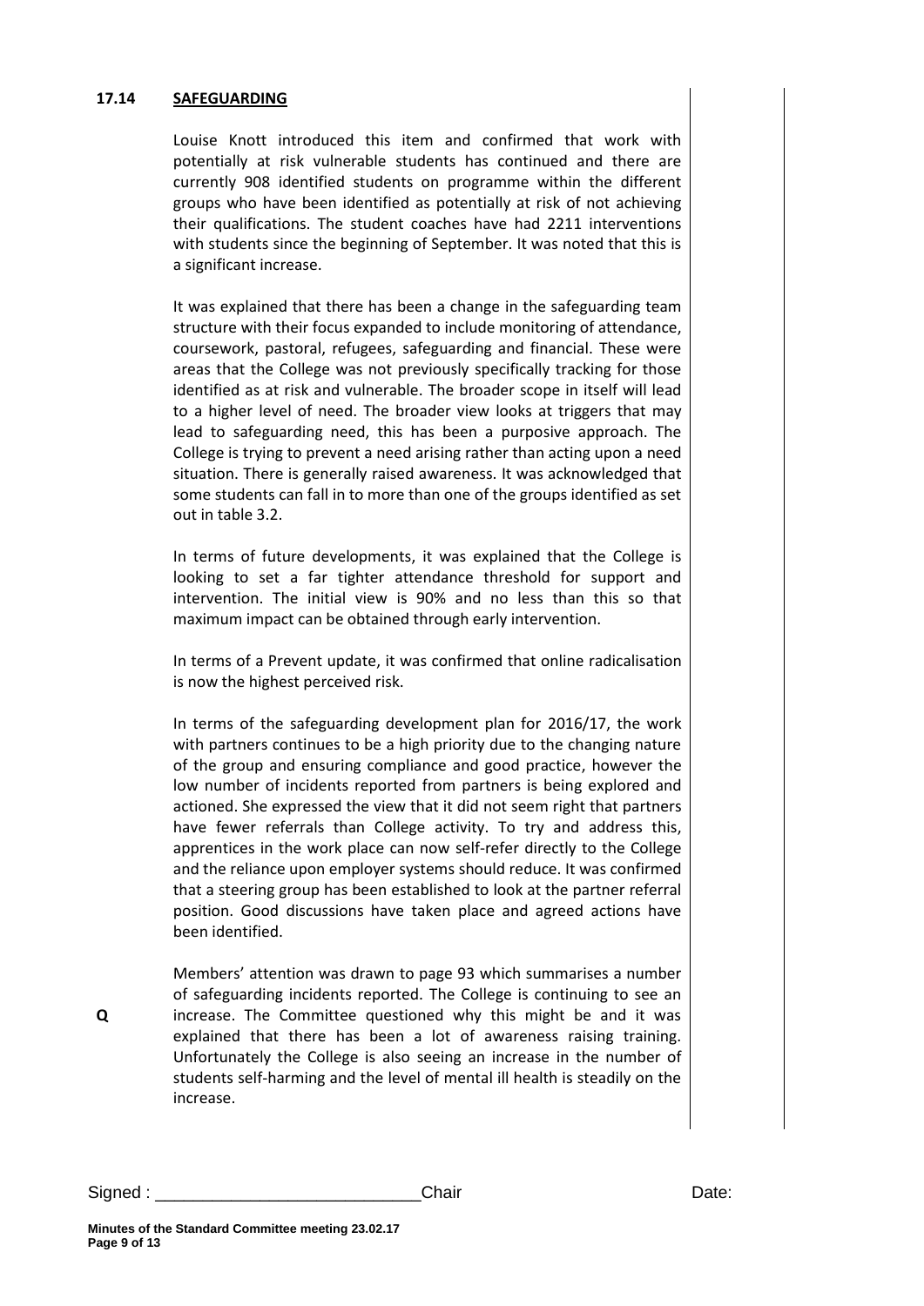## 17.14 SAFEGUARDING

Louise Knott introduced this item and confirmed that work with potentially at risk vulnerable students has continued and there are currently 908 identified students on programme within the different groups who have been identified as potentially at risk of not achieving their qualifications. The student coaches have had 2211 interventions with students since the beginning of September. It was noted that this is a significant increase.

It was explained that there has been a change in the safeguarding team structure with their focus expanded to include monitoring of attendance, coursework, pastoral, refugees, safeguarding and financial. These were areas that the College was not previously specifically tracking for those identified as at risk and vulnerable. The broader scope in itself will lead to a higher level of need. The broader view looks at triggers that may lead to safeguarding need, this has been a purposive approach. The College is trying to prevent a need arising rather than acting upon a need situation. There is generally raised awareness. It was acknowledged that some students can fall in to more than one of the groups identified as set out in table 3.2.

In terms of future developments, it was explained that the College is looking to set a far tighter attendance threshold for support and intervention. The initial view is 90% and no less than this so that maximum impact can be obtained through early intervention.

In terms of a Prevent update, it was confirmed that online radicalisation is now the highest perceived risk.

In terms of the safeguarding development plan for 2016/17, the work with partners continues to be a high priority due to the changing nature of the group and ensuring compliance and good practice, however the low number of incidents reported from partners is being explored and actioned. She expressed the view that it did not seem right that partners have fewer referrals than College activity. To try and address this, apprentices in the work place can now self-refer directly to the College and the reliance upon employer systems should reduce. It was confirmed that a steering group has been established to look at the partner referral position. Good discussions have taken place and agreed actions have been identified.

**Q** Members' attention was drawn to page 93 which summarises a number of safeguarding incidents reported. The College is continuing to see an increase. The Committee questioned why this might be and it was explained that there has been a lot of awareness raising training. Unfortunately the College is also seeing an increase in the number of students self-harming and the level of mental ill health is steadily on the increase.

Signed : ____________________________Chair Date:

**Minutes of the Standard Committee meeting 23.02.17**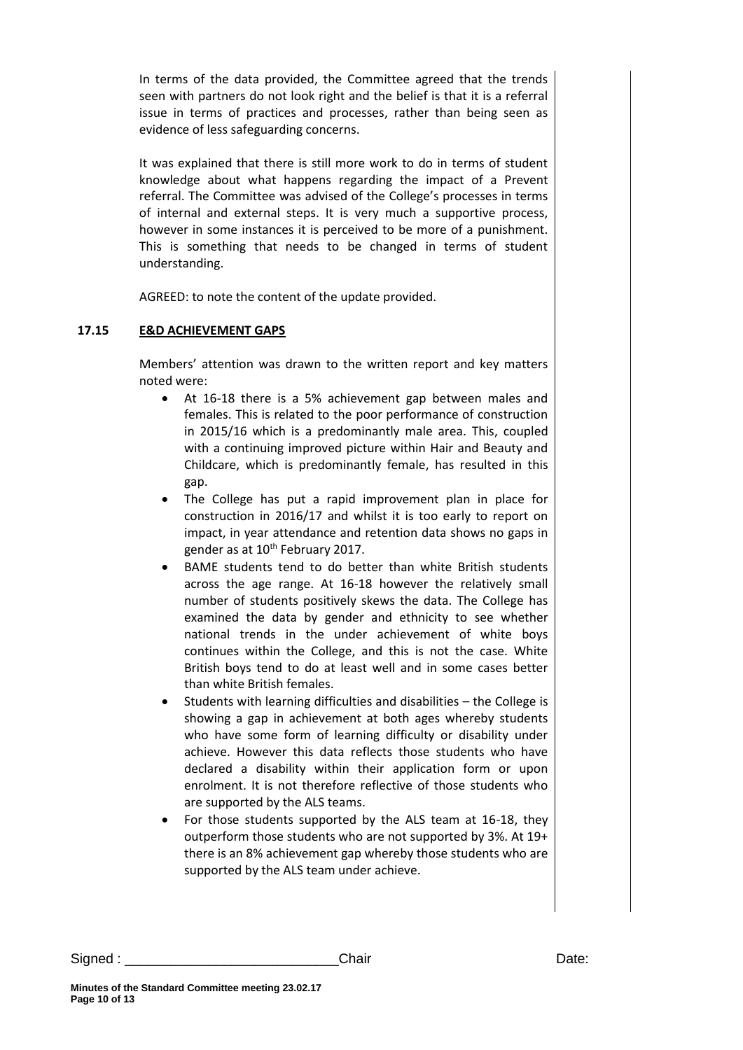In terms of the data provided, the Committee agreed that the trends seen with partners do not look right and the belief is that it is a referral issue in terms of practices and processes, rather than being seen as evidence of less safeguarding concerns.

It was explained that there is still more work to do in terms of student knowledge about what happens regarding the impact of a Prevent referral. The Committee was advised of the College's processes in terms of internal and external steps. It is very much a supportive process, however in some instances it is perceived to be more of a punishment. This is something that needs to be changed in terms of student understanding.

AGREED: to note the content of the update provided.

### 17.15 E&D ACHIEVEMENT GAPS

Members' attention was drawn to the written report and key matters noted were:

- At 16-18 there is a 5% achievement gap between males and females. This is related to the poor performance of construction in 2015/16 which is a predominantly male area. This, coupled with a continuing improved picture within Hair and Beauty and Childcare, which is predominantly female, has resulted in this gap.
- The College has put a rapid improvement plan in place for construction in 2016/17 and whilst it is too early to report on impact, in year attendance and retention data shows no gaps in gender as at 10th February 2017.
- BAME students tend to do better than white British students across the age range. At 16-18 however the relatively small number of students positively skews the data. The College has examined the data by gender and ethnicity to see whether national trends in the under achievement of white boys continues within the College, and this is not the case. White British boys tend to do at least well and in some cases better than white British females.
- Students with learning difficulties and disabilities – the College is showing a gap in achievement at both ages whereby students who have some form of learning difficulty or disability under achieve. However this data reflects those students who have declared a disability within their application form or upon enrolment. It is not therefore reflective of those students who are supported by the ALS teams.
- For those students supported by the ALS team at 16-18, they outperform those students who are not supported by 3%. At 19+ there is an 8% achievement gap whereby those students who are supported by the ALS team under achieve.

Signed : ___________________________Chair Date:

**Minutes of the Standard Committee meeting 23.02.17**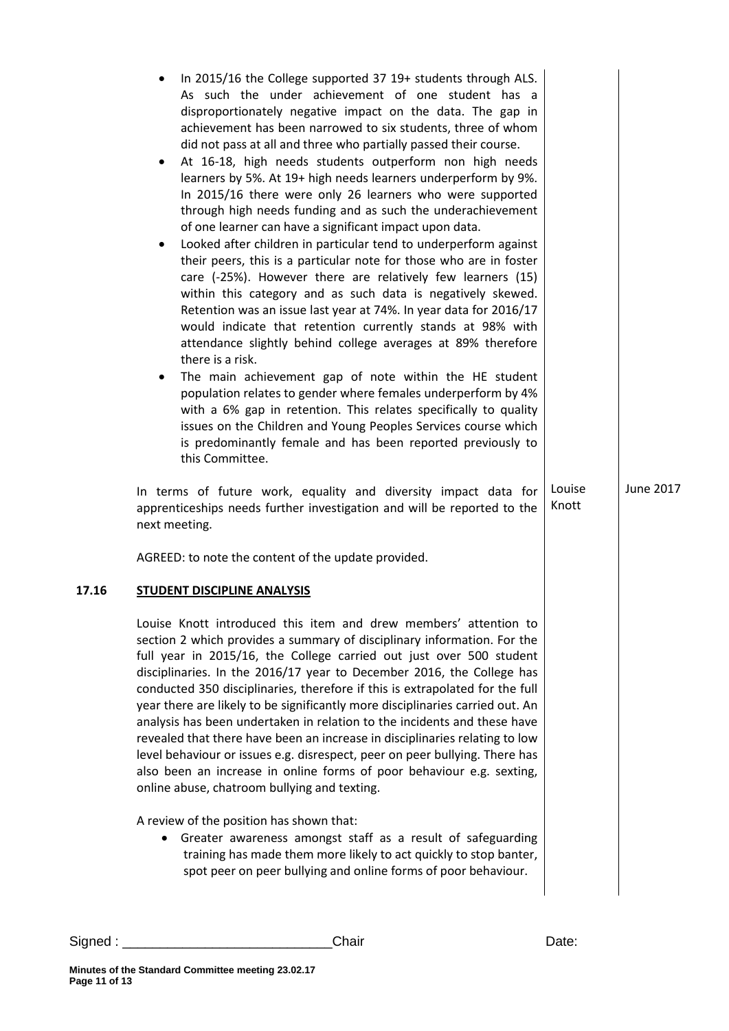- In 2015/16 the College supported 37 19+ students through ALS. As such the under achievement of one student has a disproportionately negative impact on the data. The gap in achievement has been narrowed to six students, three of whom did not pass at all and three who partially passed their course.
- At 16-18, high needs students outperform non high needs learners by 5%. At 19+ high needs learners underperform by 9%. In 2015/16 there were only 26 learners who were supported through high needs funding and as such the underachievement of one learner can have a significant impact upon data.
- Looked after children in particular tend to underperform against their peers, this is a particular note for those who are in foster care (-25%). However there are relatively few learners (15) within this category and as such data is negatively skewed. Retention was an issue last year at 74%. In year data for 2016/17 would indicate that retention currently stands at 98% with attendance slightly behind college averages at 89% therefore there is a risk.
- The main achievement gap of note within the HE student population relates to gender where females underperform by 4% with a 6% gap in retention. This relates specifically to quality issues on the Children and Young Peoples Services course which is predominantly female and has been reported previously to this Committee.

| | | | |
|---|---|---|---|
| | In terms of future work, equality and diversity impact data for apprenticeships needs further investigation and will be reported to the next meeting. | Louise Knott | June 2017 |

AGREED: to note the content of the update provided.

**17.16 STUDENT DISCIPLINE ANALYSIS**

Louise Knott introduced this item and drew members' attention to section 2 which provides a summary of disciplinary information. For the full year in 2015/16, the College carried out just over 500 student disciplinaries. In the 2016/17 year to December 2016, the College has conducted 350 disciplinaries, therefore if this is extrapolated for the full year there are likely to be significantly more disciplinaries carried out. An analysis has been undertaken in relation to the incidents and these have revealed that there have been an increase in disciplinaries relating to low level behaviour or issues e.g. disrespect, peer on peer bullying. There has also been an increase in online forms of poor behaviour e.g. sexting, online abuse, chatroom bullying and texting.

A review of the position has shown that:

- Greater awareness amongst staff as a result of safeguarding training has made them more likely to act quickly to stop banter, spot peer on peer bullying and online forms of poor behaviour.

Signed : ___________________________Chair Date: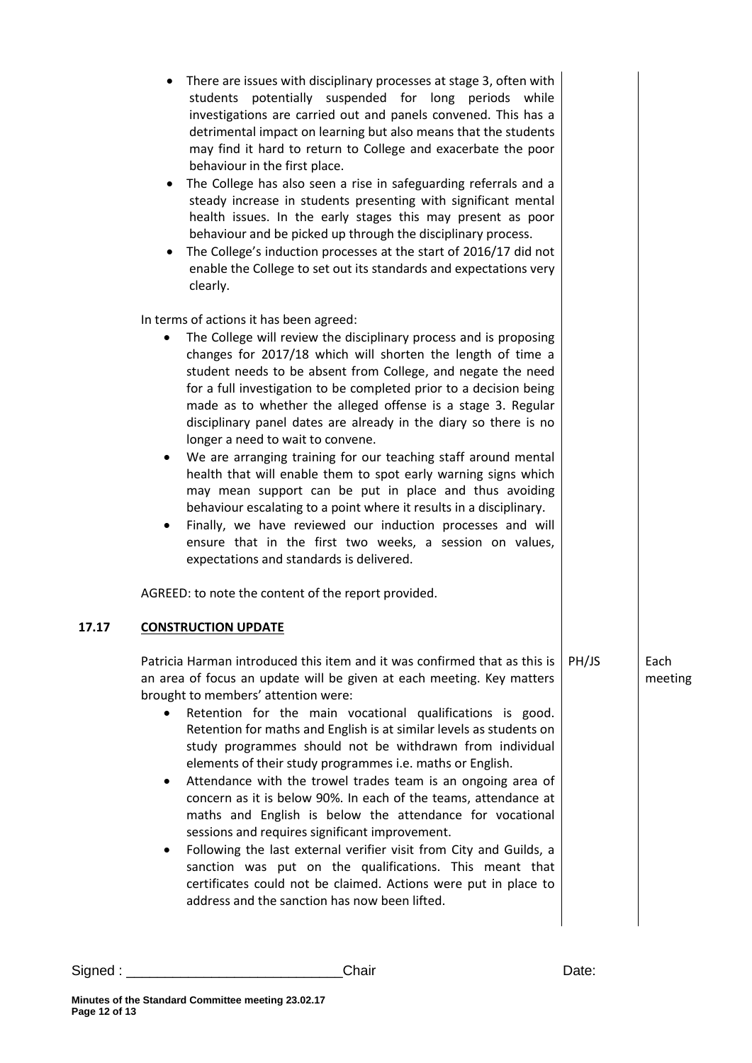- There are issues with disciplinary processes at stage 3, often with students potentially suspended for long periods while investigations are carried out and panels convened. This has a detrimental impact on learning but also means that the students may find it hard to return to College and exacerbate the poor behaviour in the first place.
- The College has also seen a rise in safeguarding referrals and a steady increase in students presenting with significant mental health issues. In the early stages this may present as poor behaviour and be picked up through the disciplinary process.
- The College's induction processes at the start of 2016/17 did not enable the College to set out its standards and expectations very clearly.

In terms of actions it has been agreed:

- The College will review the disciplinary process and is proposing changes for 2017/18 which will shorten the length of time a student needs to be absent from College, and negate the need for a full investigation to be completed prior to a decision being made as to whether the alleged offense is a stage 3. Regular disciplinary panel dates are already in the diary so there is no longer a need to wait to convene.
- We are arranging training for our teaching staff around mental health that will enable them to spot early warning signs which may mean support can be put in place and thus avoiding behaviour escalating to a point where it results in a disciplinary.
- Finally, we have reviewed our induction processes and will ensure that in the first two weeks, a session on values, expectations and standards is delivered.

AGREED: to note the content of the report provided.

## 17.17 CONSTRUCTION UPDATE

Patricia Harman introduced this item and it was confirmed that as this is an area of focus an update will be given at each meeting. Key matters brought to members' attention were: — PH/JS — Each meeting

- Retention for the main vocational qualifications is good. Retention for maths and English is at similar levels as students on study programmes should not be withdrawn from individual elements of their study programmes i.e. maths or English.
- Attendance with the trowel trades team is an ongoing area of concern as it is below 90%. In each of the teams, attendance at maths and English is below the attendance for vocational sessions and requires significant improvement.
- Following the last external verifier visit from City and Guilds, a sanction was put on the qualifications. This meant that certificates could not be claimed. Actions were put in place to address and the sanction has now been lifted.

Signed : ___________________________ Chair Date:

Minutes of the Standard Committee meeting 23.02.17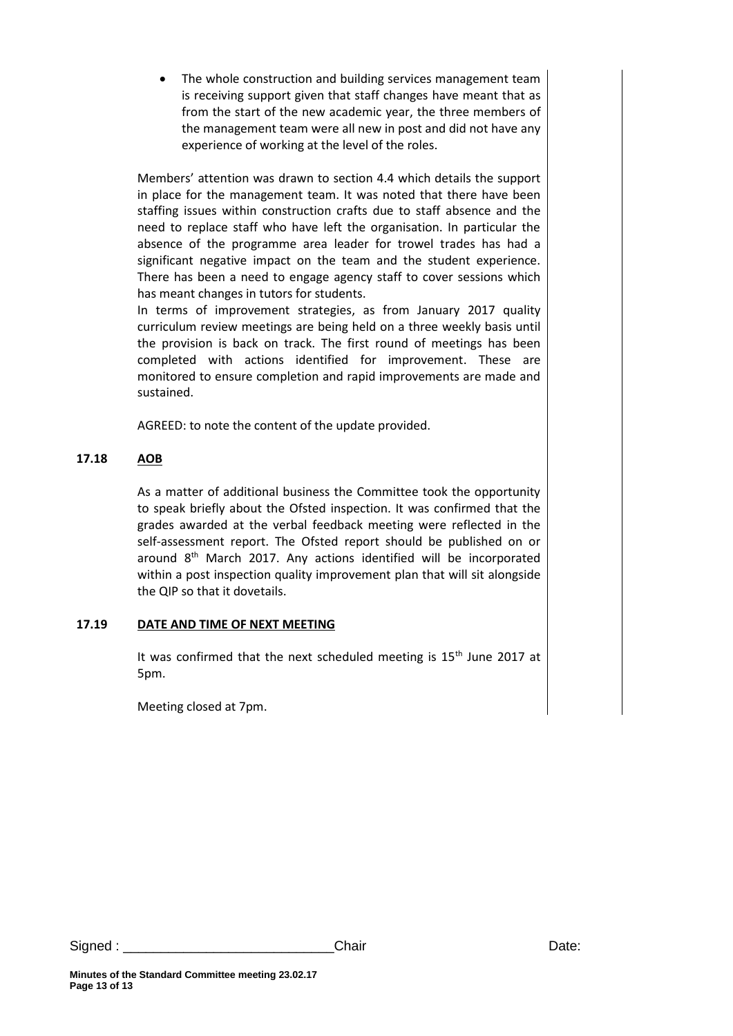- The whole construction and building services management team is receiving support given that staff changes have meant that as from the start of the new academic year, the three members of the management team were all new in post and did not have any experience of working at the level of the roles.

Members' attention was drawn to section 4.4 which details the support in place for the management team. It was noted that there have been staffing issues within construction crafts due to staff absence and the need to replace staff who have left the organisation. In particular the absence of the programme area leader for trowel trades has had a significant negative impact on the team and the student experience. There has been a need to engage agency staff to cover sessions which has meant changes in tutors for students.

In terms of improvement strategies, as from January 2017 quality curriculum review meetings are being held on a three weekly basis until the provision is back on track. The first round of meetings has been completed with actions identified for improvement. These are monitored to ensure completion and rapid improvements are made and sustained.

AGREED: to note the content of the update provided.

**17.18 AOB**

As a matter of additional business the Committee took the opportunity to speak briefly about the Ofsted inspection. It was confirmed that the grades awarded at the verbal feedback meeting were reflected in the self-assessment report. The Ofsted report should be published on or around 8th March 2017. Any actions identified will be incorporated within a post inspection quality improvement plan that will sit alongside the QIP so that it dovetails.

**17.19 DATE AND TIME OF NEXT MEETING**

It was confirmed that the next scheduled meeting is 15th June 2017 at 5pm.

Meeting closed at 7pm.

Signed : ____________________________Chair Date: